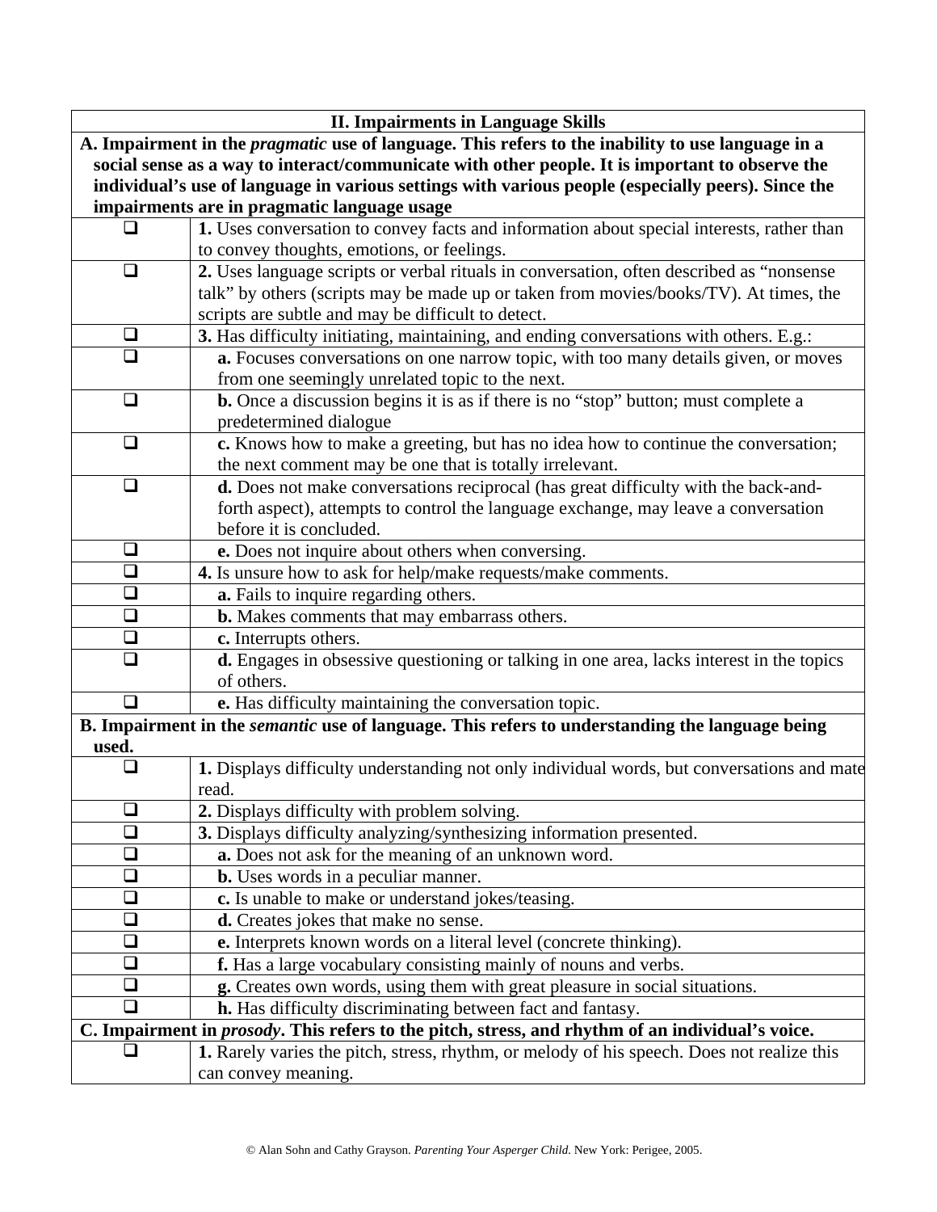| II. Impairments in Language Skills | |
|---|---|
| **A. Impairment in the *pragmatic* use of language. This refers to the inability to use language in a social sense as a way to interact/communicate with other people. It is important to observe the individual's use of language in various settings with various people (especially peers). Since the impairments are in pragmatic language usage** | |
| ❑ | **1.** Uses conversation to convey facts and information about special interests, rather than to convey thoughts, emotions, or feelings. |
| ❑ | **2.** Uses language scripts or verbal rituals in conversation, often described as "nonsense talk" by others (scripts may be made up or taken from movies/books/TV). At times, the scripts are subtle and may be difficult to detect. |
| ❑ | **3.** Has difficulty initiating, maintaining, and ending conversations with others. E.g.: |
| ❑ | **a.** Focuses conversations on one narrow topic, with too many details given, or moves from one seemingly unrelated topic to the next. |
| ❑ | **b.** Once a discussion begins it is as if there is no "stop" button; must complete a predetermined dialogue |
| ❑ | **c.** Knows how to make a greeting, but has no idea how to continue the conversation; the next comment may be one that is totally irrelevant. |
| ❑ | **d.** Does not make conversations reciprocal (has great difficulty with the back-and-forth aspect), attempts to control the language exchange, may leave a conversation before it is concluded. |
| ❑ | **e.** Does not inquire about others when conversing. |
| ❑ | **4.** Is unsure how to ask for help/make requests/make comments. |
| ❑ | **a.** Fails to inquire regarding others. |
| ❑ | **b.** Makes comments that may embarrass others. |
| ❑ | **c.** Interrupts others. |
| ❑ | **d.** Engages in obsessive questioning or talking in one area, lacks interest in the topics of others. |
| ❑ | **e.** Has difficulty maintaining the conversation topic. |
| **B. Impairment in the *semantic* use of language. This refers to understanding the language being used.** | |
| ❑ | **1.** Displays difficulty understanding not only individual words, but conversations and mate read. |
| ❑ | **2.** Displays difficulty with problem solving. |
| ❑ | **3.** Displays difficulty analyzing/synthesizing information presented. |
| ❑ | **a.** Does not ask for the meaning of an unknown word. |
| ❑ | **b.** Uses words in a peculiar manner. |
| ❑ | **c.** Is unable to make or understand jokes/teasing. |
| ❑ | **d.** Creates jokes that make no sense. |
| ❑ | **e.** Interprets known words on a literal level (concrete thinking). |
| ❑ | **f.** Has a large vocabulary consisting mainly of nouns and verbs. |
| ❑ | **g.** Creates own words, using them with great pleasure in social situations. |
| ❑ | **h.** Has difficulty discriminating between fact and fantasy. |
| **C. Impairment in *prosody*. This refers to the pitch, stress, and rhythm of an individual's voice.** | |
| ❑ | **1.** Rarely varies the pitch, stress, rhythm, or melody of his speech. Does not realize this can convey meaning. |

© Alan Sohn and Cathy Grayson. *Parenting Your Asperger Child.* New York: Perigee, 2005.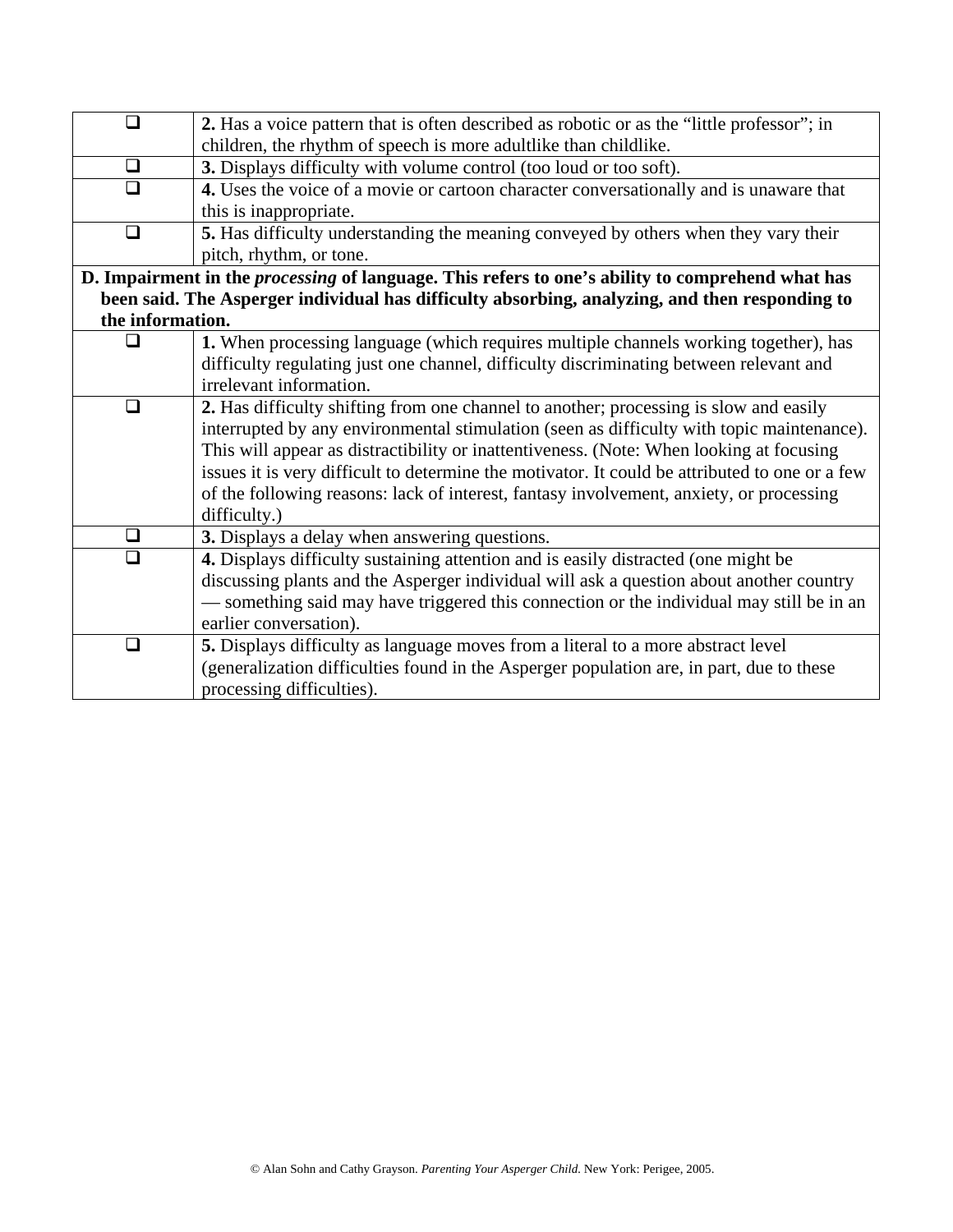| | |
|---|---|
| ❑ | **2.** Has a voice pattern that is often described as robotic or as the "little professor"; in children, the rhythm of speech is more adultlike than childlike. |
| ❑ | **3.** Displays difficulty with volume control (too loud or too soft). |
| ❑ | **4.** Uses the voice of a movie or cartoon character conversationally and is unaware that this is inappropriate. |
| ❑ | **5.** Has difficulty understanding the meaning conveyed by others when they vary their pitch, rhythm, or tone. |
| **D. Impairment in the *processing* of language. This refers to one's ability to comprehend what has been said. The Asperger individual has difficulty absorbing, analyzing, and then responding to the information.** | |
| ❑ | **1.** When processing language (which requires multiple channels working together), has difficulty regulating just one channel, difficulty discriminating between relevant and irrelevant information. |
| ❑ | **2.** Has difficulty shifting from one channel to another; processing is slow and easily interrupted by any environmental stimulation (seen as difficulty with topic maintenance). This will appear as distractibility or inattentiveness. (Note: When looking at focusing issues it is very difficult to determine the motivator. It could be attributed to one or a few of the following reasons: lack of interest, fantasy involvement, anxiety, or processing difficulty.) |
| ❑ | **3.** Displays a delay when answering questions. |
| ❑ | **4.** Displays difficulty sustaining attention and is easily distracted (one might be discussing plants and the Asperger individual will ask a question about another country — something said may have triggered this connection or the individual may still be in an earlier conversation). |
| ❑ | **5.** Displays difficulty as language moves from a literal to a more abstract level (generalization difficulties found in the Asperger population are, in part, due to these processing difficulties). |

© Alan Sohn and Cathy Grayson. *Parenting Your Asperger Child.* New York: Perigee, 2005.